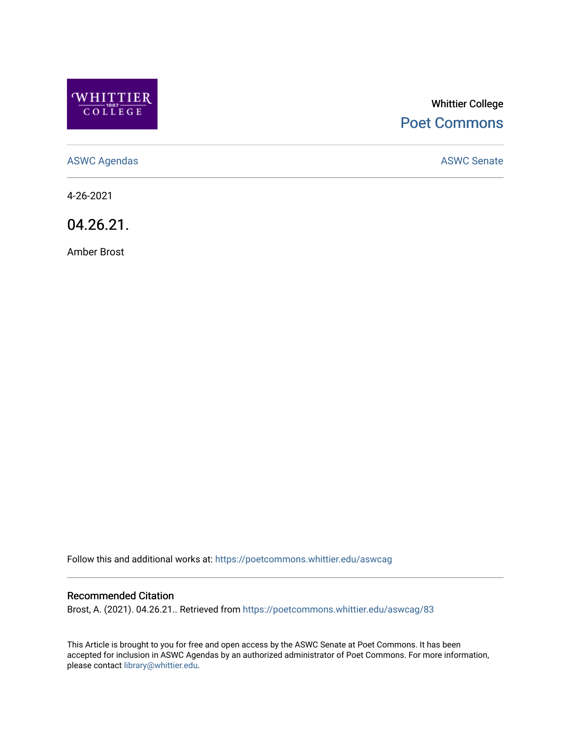Whittier College

Poet Commons

ASWC Agendas

ASWC Senate

4-26-2021

# 04.26.21.

Amber Brost

Follow this and additional works at: https://poetcommons.whittier.edu/aswcag

## Recommended Citation

Brost, A. (2021). 04.26.21.. Retrieved from https://poetcommons.whittier.edu/aswcag/83

This Article is brought to you for free and open access by the ASWC Senate at Poet Commons. It has been accepted for inclusion in ASWC Agendas by an authorized administrator of Poet Commons. For more information, please contact library@whittier.edu.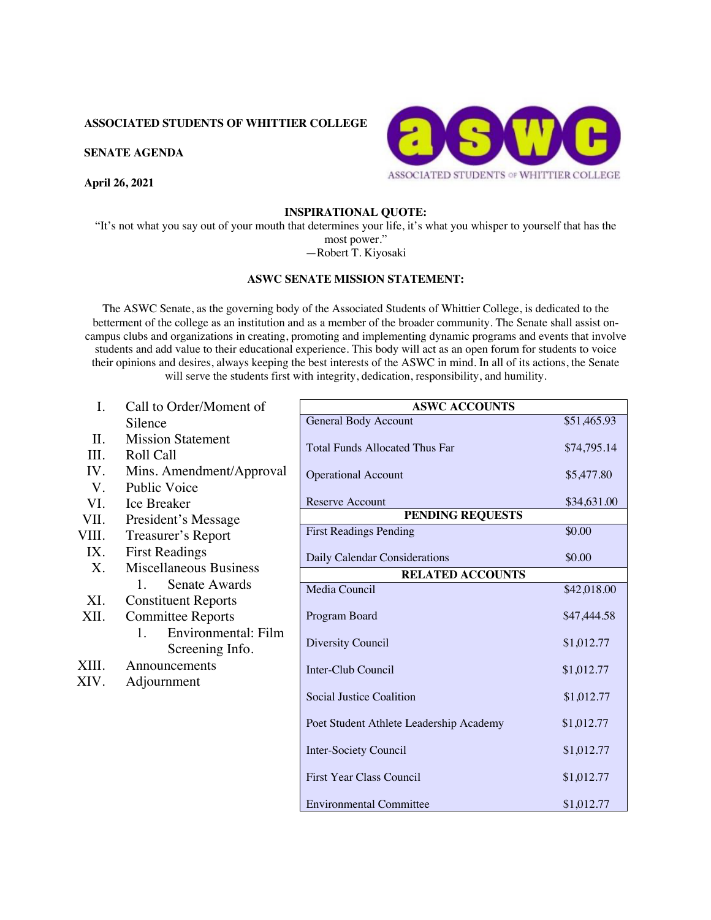**ASSOCIATED STUDENTS OF WHITTIER COLLEGE**

**SENATE AGENDA**

**April 26, 2021**

**INSPIRATIONAL QUOTE:**

"It's not what you say out of your mouth that determines your life, it's what you whisper to yourself that has the most power."
—Robert T. Kiyosaki

**ASWC SENATE MISSION STATEMENT:**

The ASWC Senate, as the governing body of the Associated Students of Whittier College, is dedicated to the betterment of the college as an institution and as a member of the broader community. The Senate shall assist on-campus clubs and organizations in creating, promoting and implementing dynamic programs and events that involve students and add value to their educational experience. This body will act as an open forum for students to voice their opinions and desires, always keeping the best interests of the ASWC in mind. In all of its actions, the Senate will serve the students first with integrity, dedication, responsibility, and humility.

I. Call to Order/Moment of Silence
II. Mission Statement
III. Roll Call
IV. Mins. Amendment/Approval
V. Public Voice
VI. Ice Breaker
VII. President's Message
VIII. Treasurer's Report
IX. First Readings
X. Miscellaneous Business
   1. Senate Awards
XI. Constituent Reports
XII. Committee Reports
   1. Environmental: Film Screening Info.
XIII. Announcements
XIV. Adjournment

| ASWC ACCOUNTS | |
|---|---|
| General Body Account | $51,465.93 |
| Total Funds Allocated Thus Far | $74,795.14 |
| Operational Account | $5,477.80 |
| Reserve Account | $34,631.00 |
| **PENDING REQUESTS** | |
| First Readings Pending | $0.00 |
| Daily Calendar Considerations | $0.00 |
| **RELATED ACCOUNTS** | |
| Media Council | $42,018.00 |
| Program Board | $47,444.58 |
| Diversity Council | $1,012.77 |
| Inter-Club Council | $1,012.77 |
| Social Justice Coalition | $1,012.77 |
| Poet Student Athlete Leadership Academy | $1,012.77 |
| Inter-Society Council | $1,012.77 |
| First Year Class Council | $1,012.77 |
| Environmental Committee | $1,012.77 |